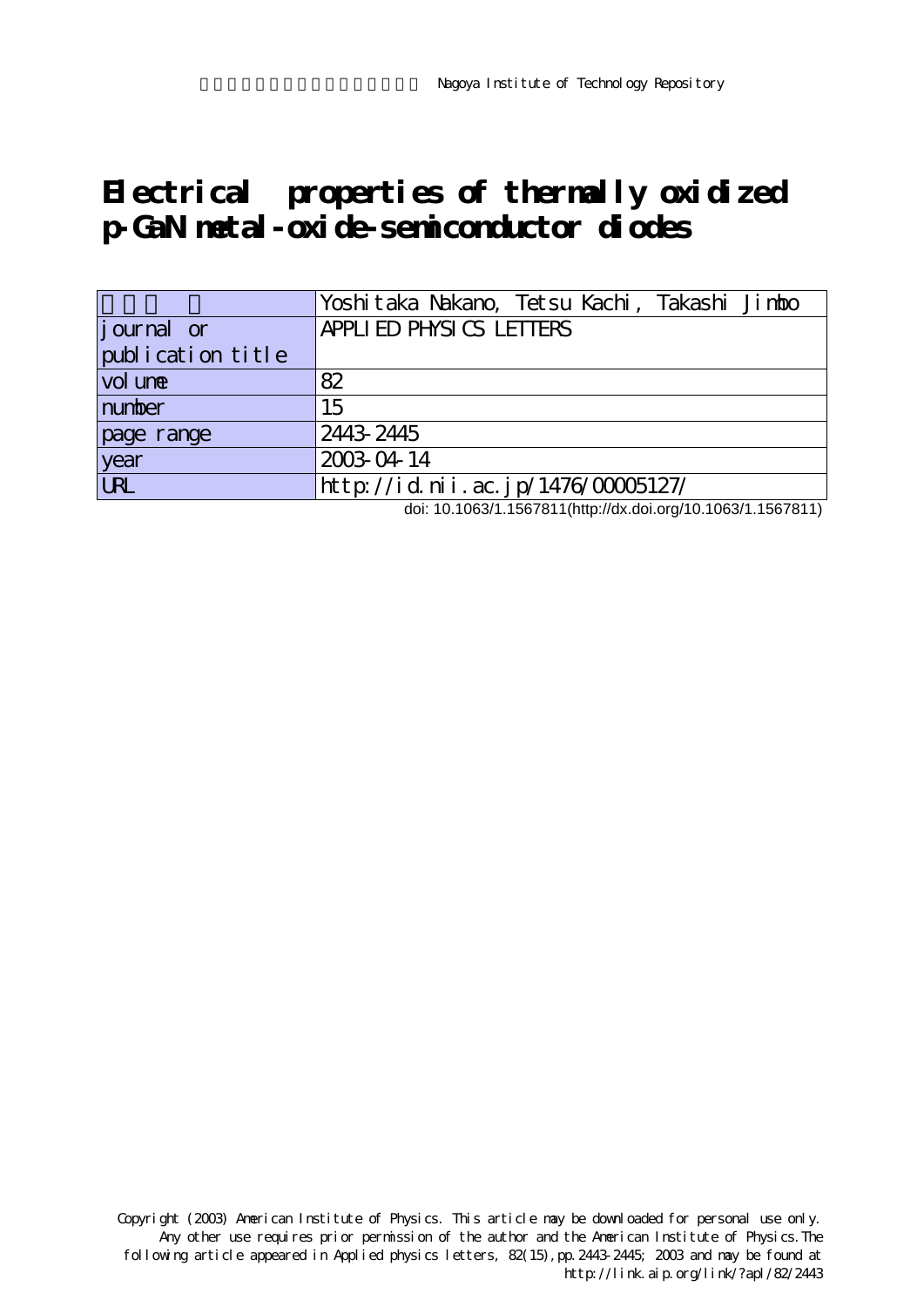# Electrical properties of thermally oxidized p-GaN metal-oxide-semiconductor diodes

| 著者 | Yoshitaka Nakano, Tetsu Kachi, Takashi Jimbo |
| --- | --- |
| journal or publication title | APPLIED PHYSICS LETTERS |
| volume | 82 |
| number | 15 |
| page range | 2443-2445 |
| year | 2003-04-14 |
| URL | http://id.nii.ac.jp/1476/00005127/ |

doi: 10.1063/1.1567811(http://dx.doi.org/10.1063/1.1567811)

Copyright (2003) American Institute of Physics. This article may be downloaded for personal use only. Any other use requires prior permission of the author and the American Institute of Physics. The following article appeared in Applied physics letters, 82(15), pp.2443-2445; 2003 and may be found at http://link.aip.org/link/?apl/82/2443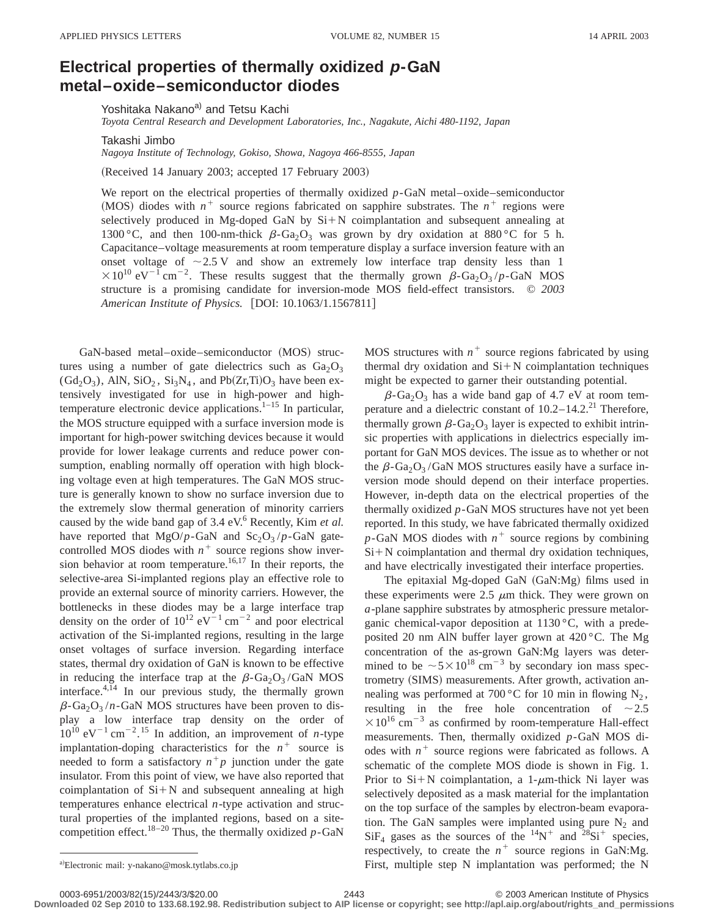# Electrical properties of thermally oxidized *p*-GaN metal–oxide–semiconductor diodes

Yoshitaka Nakano[a] and Tetsu Kachi

*Toyota Central Research and Development Laboratories, Inc., Nagakute, Aichi 480-1192, Japan*

Takashi Jimbo

*Nagoya Institute of Technology, Gokiso, Showa, Nagoya 466-8555, Japan*

(Received 14 January 2003; accepted 17 February 2003)

We report on the electrical properties of thermally oxidized *p*-GaN metal–oxide–semiconductor (MOS) diodes with $n^+$ source regions fabricated on sapphire substrates. The $n^+$ regions were selectively produced in Mg-doped GaN by Si+N coimplantation and subsequent annealing at 1300 °C, and then 100-nm-thick $\beta$-$Ga_2O_3$ was grown by dry oxidation at 880 °C for 5 h. Capacitance–voltage measurements at room temperature display a surface inversion feature with an onset voltage of ~2.5 V and show an extremely low interface trap density less than $1\times10^{10}$ $eV^{-1}$ $cm^{-2}$. These results suggest that the thermally grown $\beta$-$Ga_2O_3$/*p*-GaN MOS structure is a promising candidate for inversion-mode MOS field-effect transistors. © *2003 American Institute of Physics.* [DOI: 10.1063/1.1567811]

GaN-based metal–oxide–semiconductor (MOS) structures using a number of gate dielectrics such as $Ga_2O_3$ ($Gd_2O_3$), AlN, $SiO_2$, $Si_3N_4$, and Pb(Zr,Ti)$O_3$ have been extensively investigated for use in high-power and high-temperature electronic device applications.[1–15] In particular, the MOS structure equipped with a surface inversion mode is important for high-power switching devices because it would provide for lower leakage currents and reduce power consumption, enabling normally off operation with high blocking voltage even at high temperatures. The GaN MOS structure is generally known to show no surface inversion due to the extremely slow thermal generation of minority carriers caused by the wide band gap of 3.4 eV.[6] Recently, Kim *et al.* have reported that MgO/*p*-GaN and $Sc_2O_3$/*p*-GaN gate-controlled MOS diodes with $n^+$ source regions show inversion behavior at room temperature.[16,17] In their reports, the selective-area Si-implanted regions play an effective role to provide an external source of minority carriers. However, the bottlenecks in these diodes may be a large interface trap density on the order of $10^{12}$ $eV^{-1}$ $cm^{-2}$ and poor electrical activation of the Si-implanted regions, resulting in the large onset voltages of surface inversion. Regarding interface states, thermal dry oxidation of GaN is known to be effective in reducing the interface trap at the $\beta$-$Ga_2O_3$/GaN MOS interface.[4,14] In our previous study, the thermally grown $\beta$-$Ga_2O_3$/*n*-GaN MOS structures have been proven to display a low interface trap density on the order of $10^{10}$ $eV^{-1}$ $cm^{-2}$.[15] In addition, an improvement of *n*-type implantation-doping characteristics for the $n^+$ source is needed to form a satisfactory $n^+p$ junction under the gate insulator. From this point of view, we have also reported that coimplantation of Si+N and subsequent annealing at high temperatures enhance electrical *n*-type activation and structural properties of the implanted regions, based on a site-competition effect.[18–20] Thus, the thermally oxidized *p*-GaN MOS structures with $n^+$ source regions fabricated by using thermal dry oxidation and Si+N coimplantation techniques might be expected to garner their outstanding potential.

$\beta$-$Ga_2O_3$ has a wide band gap of 4.7 eV at room temperature and a dielectric constant of 10.2–14.2.[21] Therefore, thermally grown $\beta$-$Ga_2O_3$ layer is expected to exhibit intrinsic properties with applications in dielectrics especially important for GaN MOS devices. The issue as to whether or not the $\beta$-$Ga_2O_3$/GaN MOS structures easily have a surface inversion mode should depend on their interface properties. However, in-depth data on the electrical properties of the thermally oxidized *p*-GaN MOS structures have not yet been reported. In this study, we have fabricated thermally oxidized *p*-GaN MOS diodes with $n^+$ source regions by combining Si+N coimplantation and thermal dry oxidation techniques, and have electrically investigated their interface properties.

The epitaxial Mg-doped GaN (GaN:Mg) films used in these experiments were 2.5 μm thick. They were grown on *a*-plane sapphire substrates by atmospheric pressure metalorganic chemical-vapor deposition at 1130 °C, with a predeposited 20 nm AlN buffer layer grown at 420 °C. The Mg concentration of the as-grown GaN:Mg layers was determined to be $\sim5\times10^{18}$ $cm^{-3}$ by secondary ion mass spectrometry (SIMS) measurements. After growth, activation annealing was performed at 700 °C for 10 min in flowing $N_2$, resulting in the free hole concentration of $\sim2.5\times10^{16}$ $cm^{-3}$ as confirmed by room-temperature Hall-effect measurements. Then, thermally oxidized *p*-GaN MOS diodes with $n^+$ source regions were fabricated as follows. A schematic of the complete MOS diode is shown in Fig. 1. Prior to Si+N coimplantation, a 1-μm-thick Ni layer was selectively deposited as a mask material for the implantation on the top surface of the samples by electron-beam evaporation. The GaN samples were implanted using pure $N_2$ and $SiF_4$ gases as the sources of the $^{14}N^+$ and $^{28}Si^+$ species, respectively, to create the $n^+$ source regions in GaN:Mg. First, multiple step N implantation was performed; the N

[a]Electronic mail: y-nakano@mosk.tytlabs.co.jp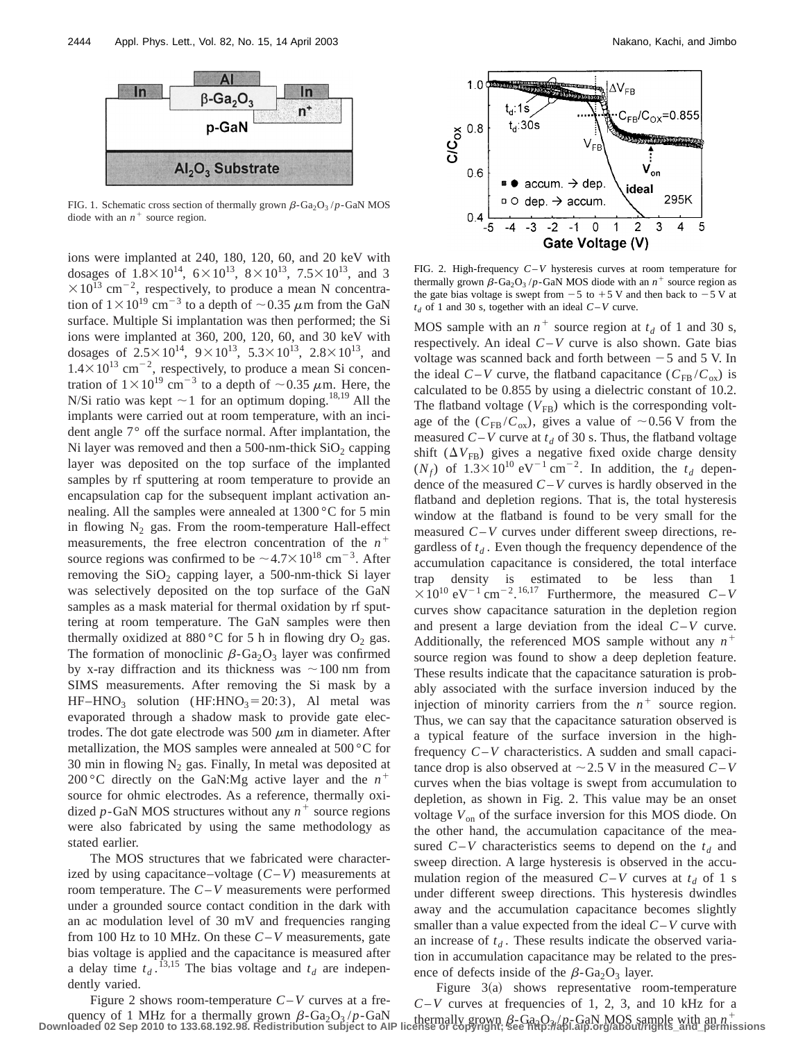FIG. 1. Schematic cross section of thermally grown $\beta$-$Ga_2O_3$/$p$-GaN MOS diode with an $n^+$ source region.

ions were implanted at 240, 180, 120, 60, and 20 keV with dosages of $1.8\times10^{14}$, $6\times10^{13}$, $8\times10^{13}$, $7.5\times10^{13}$, and $3\times10^{13}$ cm$^{-2}$, respectively, to produce a mean N concentration of $1\times10^{19}$ cm$^{-3}$ to a depth of $\sim$0.35 $\mu$m from the GaN surface. Multiple Si implantation was then performed; the Si ions were implanted at 360, 200, 120, 60, and 30 keV with dosages of $2.5\times10^{14}$, $9\times10^{13}$, $5.3\times10^{13}$, $2.8\times10^{13}$, and $1.4\times10^{13}$ cm$^{-2}$, respectively, to produce a mean Si concentration of $1\times10^{19}$ cm$^{-3}$ to a depth of $\sim$0.35 $\mu$m. Here, the N/Si ratio was kept $\sim$1 for an optimum doping.[18,19] All the implants were carried out at room temperature, with an incident angle 7° off the surface normal. After implantation, the Ni layer was removed and then a 500-nm-thick $SiO_2$ capping layer was deposited on the top surface of the implanted samples by rf sputtering at room temperature to provide an encapsulation cap for the subsequent implant activation annealing. All the samples were annealed at 1300 °C for 5 min in flowing $N_2$ gas. From the room-temperature Hall-effect measurements, the free electron concentration of the $n^+$ source regions was confirmed to be $\sim4.7\times10^{18}$ cm$^{-3}$. After removing the $SiO_2$ capping layer, a 500-nm-thick Si layer was selectively deposited on the top surface of the GaN samples as a mask material for thermal oxidation by rf sputtering at room temperature. The GaN samples were then thermally oxidized at 880 °C for 5 h in flowing dry $O_2$ gas. The formation of monoclinic $\beta$-$Ga_2O_3$ layer was confirmed by x-ray diffraction and its thickness was $\sim$100 nm from SIMS measurements. After removing the Si mask by a HF–$HNO_3$ solution ($HF:HNO_3=20:3$), Al metal was evaporated through a shadow mask to provide gate electrodes. The dot gate electrode was 500 $\mu$m in diameter. After metallization, the MOS samples were annealed at 500 °C for 30 min in flowing $N_2$ gas. Finally, In metal was deposited at 200 °C directly on the GaN:Mg active layer and the $n^+$ source for ohmic electrodes. As a reference, thermally oxidized $p$-GaN MOS structures without any $n^+$ source regions were also fabricated by using the same methodology as stated earlier.

The MOS structures that we fabricated were characterized by using capacitance–voltage ($C$–$V$) measurements at room temperature. The $C$–$V$ measurements were performed under a grounded source contact condition in the dark with an ac modulation level of 30 mV and frequencies ranging from 100 Hz to 10 MHz. On these $C$–$V$ measurements, gate bias voltage is applied and the capacitance is measured after a delay time $t_d$.[13,15] The bias voltage and $t_d$ are independently varied.

Figure 2 shows room-temperature $C$–$V$ curves at a frequency of 1 MHz for a thermally grown $\beta$-$Ga_2O_3$/$p$-GaN MOS sample with an $n^+$ source region at $t_d$ of 1 and 30 s, respectively. An ideal $C$–$V$ curve is also shown. Gate bias voltage was scanned back and forth between $-5$ and 5 V. In the ideal $C$–$V$ curve, the flatband capacitance ($C_{FB}/C_{ox}$) is calculated to be 0.855 by using a dielectric constant of 10.2. The flatband voltage ($V_{FB}$) which is the corresponding voltage of the ($C_{FB}/C_{ox}$), gives a value of $\sim$0.56 V from the measured $C$–$V$ curve at $t_d$ of 30 s. Thus, the flatband voltage shift ($\Delta V_{FB}$) gives a negative fixed oxide charge density ($N_f$) of $1.3\times10^{10}$ eV$^{-1}$ cm$^{-2}$. In addition, the $t_d$ dependence of the measured $C$–$V$ curves is hardly observed in the flatband and depletion regions. That is, the total hysteresis window at the flatband is found to be very small for the measured $C$–$V$ curves under different sweep directions, regardless of $t_d$. Even though the frequency dependence of the accumulation capacitance is considered, the total interface trap density is estimated to be less than $1\times10^{10}$ eV$^{-1}$ cm$^{-2}$.[16,17] Furthermore, the measured $C$–$V$ curves show capacitance saturation in the depletion region and present a large deviation from the ideal $C$–$V$ curve. Additionally, the referenced MOS sample without any $n^+$ source region was found to show a deep depletion feature. These results indicate that the capacitance saturation is probably associated with the surface inversion induced by the injection of minority carriers from the $n^+$ source region. Thus, we can say that the capacitance saturation observed is a typical feature of the surface inversion in the high-frequency $C$–$V$ characteristics. A sudden and small capacitance drop is also observed at $\sim$2.5 V in the measured $C$–$V$ curves when the bias voltage is swept from accumulation to depletion, as shown in Fig. 2. This value may be an onset voltage $V_{on}$ of the surface inversion for this MOS diode. On the other hand, the accumulation capacitance of the measured $C$–$V$ characteristics seems to depend on the $t_d$ and sweep direction. A large hysteresis is observed in the accumulation region of the measured $C$–$V$ curves at $t_d$ of 1 s under different sweep directions. This hysteresis dwindles away and the accumulation capacitance becomes slightly smaller than a value expected from the ideal $C$–$V$ curve with an increase of $t_d$. These results indicate the observed variation in accumulation capacitance may be related to the presence of defects inside of the $\beta$-$Ga_2O_3$ layer.

FIG. 2. High-frequency $C$–$V$ hysteresis curves at room temperature for thermally grown $\beta$-$Ga_2O_3$/$p$-GaN MOS diode with an $n^+$ source region as the gate bias voltage is swept from $-5$ to $+5$ V and then back to $-5$ V at $t_d$ of 1 and 30 s, together with an ideal $C$–$V$ curve.

Figure 3(a) shows representative room-temperature $C$–$V$ curves at frequencies of 1, 2, 3, and 10 kHz for a thermally grown $\beta$-$Ga_2O_3$/$p$-GaN MOS sample with an $n^+$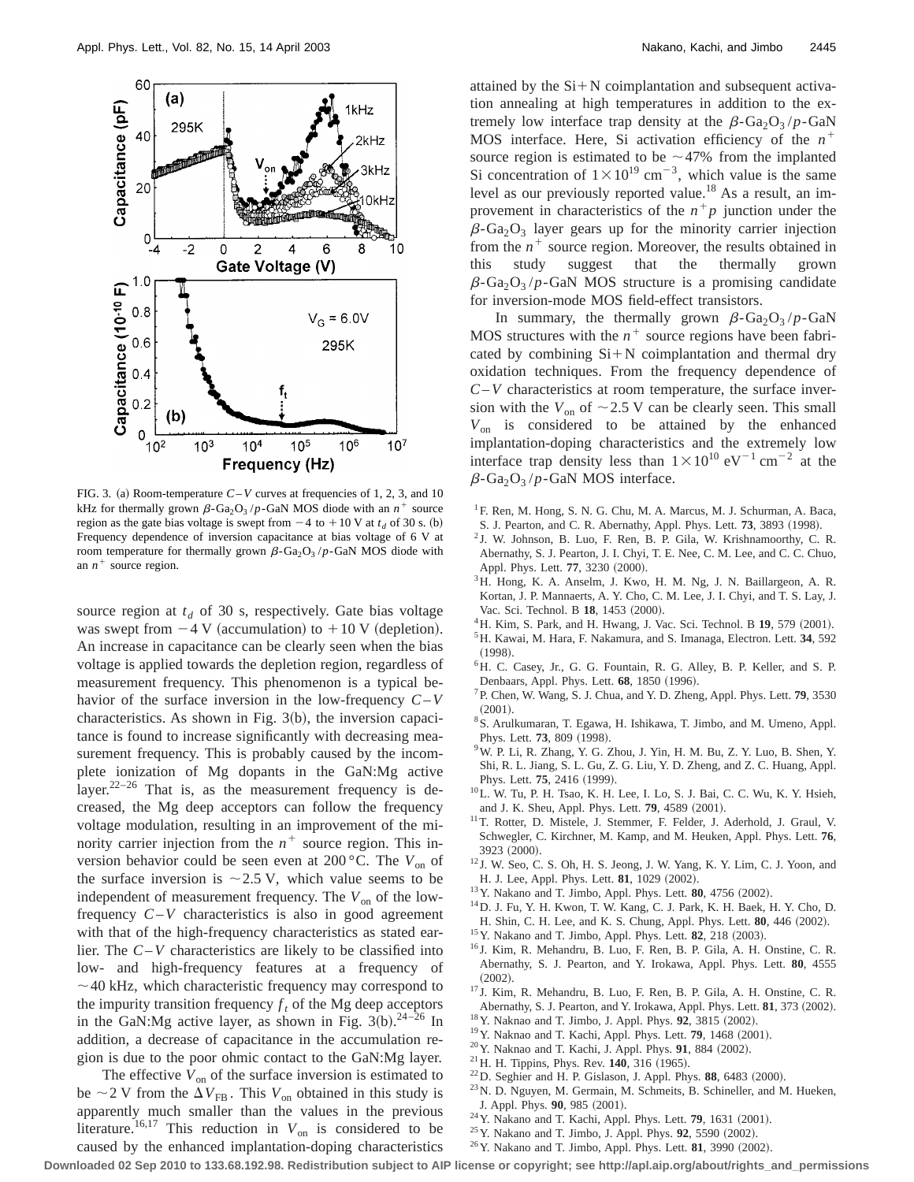(a)

295K

Capacitance (pF)

60
40
20
0

1kHz
2kHz
3kHz
10kHz

$V_{on}$

-4 -2 0 2 4 6 8 10

Gate Voltage (V)

(b)

Capacitance ($10^{-10}$ F)

1.0
0.8
0.6
0.4
0.2
0

$V_G$ = 6.0V

295K

$f_t$

$10^2$ $10^3$ $10^4$ $10^5$ $10^6$ $10^7$

Frequency (Hz)

FIG. 3. (a) Room-temperature $C$–$V$ curves at frequencies of 1, 2, 3, and 10 kHz for thermally grown $\beta$-$Ga_2O_3$/$p$-GaN MOS diode with an $n^+$ source region as the gate bias voltage is swept from $-4$ to $+10$ V at $t_d$ of 30 s. (b) Frequency dependence of inversion capacitance at bias voltage of 6 V at room temperature for thermally grown $\beta$-$Ga_2O_3$/$p$-GaN MOS diode with an $n^+$ source region.

source region at $t_d$ of 30 s, respectively. Gate bias voltage was swept from $-4$ V (accumulation) to $+10$ V (depletion). An increase in capacitance can be clearly seen when the bias voltage is applied towards the depletion region, regardless of measurement frequency. This phenomenon is a typical behavior of the surface inversion in the low-frequency $C$–$V$ characteristics. As shown in Fig. 3(b), the inversion capacitance is found to increase significantly with decreasing measurement frequency. This is probably caused by the incomplete ionization of Mg dopants in the GaN:Mg active layer.[22–26] That is, as the measurement frequency is decreased, the Mg deep acceptors can follow the frequency voltage modulation, resulting in an improvement of the minority carrier injection from the $n^+$ source region. This inversion behavior could be seen even at 200 °C. The $V_{on}$ of the surface inversion is $\sim$2.5 V, which value seems to be independent of measurement frequency. The $V_{on}$ of the low-frequency $C$–$V$ characteristics is also in good agreement with that of the high-frequency characteristics as stated earlier. The $C$–$V$ characteristics are likely to be classified into low- and high-frequency features at a frequency of $\sim$40 kHz, which characteristic frequency may correspond to the impurity transition frequency $f_t$ of the Mg deep acceptors in the GaN:Mg active layer, as shown in Fig. 3(b).[24–26] In addition, a decrease of capacitance in the accumulation region is due to the poor ohmic contact to the GaN:Mg layer.

The effective $V_{on}$ of the surface inversion is estimated to be $\sim$2 V from the $\Delta V_{FB}$. This $V_{on}$ obtained in this study is apparently much smaller than the values in the previous literature.[16,17] This reduction in $V_{on}$ is considered to be caused by the enhanced implantation-doping characteristics attained by the Si+N coimplantation and subsequent activation annealing at high temperatures in addition to the extremely low interface trap density at the $\beta$-$Ga_2O_3$/$p$-GaN MOS interface. Here, Si activation efficiency of the $n^+$ source region is estimated to be $\sim$47% from the implanted Si concentration of $1\times10^{19}$ cm$^{-3}$, which value is the same level as our previously reported value.[18] As a result, an improvement in characteristics of the $n^+p$ junction under the $\beta$-$Ga_2O_3$ layer gears up for the minority carrier injection from the $n^+$ source region. Moreover, the results obtained in this study suggest that the thermally grown $\beta$-$Ga_2O_3$/$p$-GaN MOS structure is a promising candidate for inversion-mode MOS field-effect transistors.

In summary, the thermally grown $\beta$-$Ga_2O_3$/$p$-GaN MOS structures with the $n^+$ source regions have been fabricated by combining Si+N coimplantation and thermal dry oxidation techniques. From the frequency dependence of $C$–$V$ characteristics at room temperature, the surface inversion with the $V_{on}$ of $\sim$2.5 V can be clearly seen. This small $V_{on}$ is considered to be attained by the enhanced implantation-doping characteristics and the extremely low interface trap density less than $1\times10^{10}$ eV$^{-1}$ cm$^{-2}$ at the $\beta$-$Ga_2O_3$/$p$-GaN MOS interface.

[1] F. Ren, M. Hong, S. N. G. Chu, M. A. Marcus, M. J. Schurman, A. Baca, S. J. Pearton, and C. R. Abernathy, Appl. Phys. Lett. **73**, 3893 (1998).
[2] J. W. Johnson, B. Luo, F. Ren, B. P. Gila, W. Krishnamoorthy, C. R. Abernathy, S. J. Pearton, J. I. Chyi, T. E. Nee, C. M. Lee, and C. C. Chuo, Appl. Phys. Lett. **77**, 3230 (2000).
[3] H. Hong, K. A. Anselm, J. Kwo, H. M. Ng, J. N. Baillargeon, A. R. Kortan, J. P. Mannaerts, A. Y. Cho, C. M. Lee, J. I. Chyi, and T. S. Lay, J. Vac. Sci. Technol. B **18**, 1453 (2000).
[4] H. Kim, S. Park, and H. Hwang, J. Vac. Sci. Technol. B **19**, 579 (2001).
[5] H. Kawai, M. Hara, F. Nakamura, and S. Imanaga, Electron. Lett. **34**, 592 (1998).
[6] H. C. Casey, Jr., G. G. Fountain, R. G. Alley, B. P. Keller, and S. P. Denbaars, Appl. Phys. Lett. **68**, 1850 (1996).
[7] P. Chen, W. Wang, S. J. Chua, and Y. D. Zheng, Appl. Phys. Lett. **79**, 3530 (2001).
[8] S. Arulkumaran, T. Egawa, H. Ishikawa, T. Jimbo, and M. Umeno, Appl. Phys. Lett. **73**, 809 (1998).
[9] W. P. Li, R. Zhang, Y. G. Zhou, J. Yin, H. M. Bu, Z. Y. Luo, B. Shen, Y. Shi, R. L. Jiang, S. L. Gu, Z. G. Liu, Y. D. Zheng, and Z. C. Huang, Appl. Phys. Lett. **75**, 2416 (1999).
[10] L. W. Tu, P. H. Tsao, K. H. Lee, I. Lo, S. J. Bai, C. C. Wu, K. Y. Hsieh, and J. K. Sheu, Appl. Phys. Lett. **79**, 4589 (2001).
[11] T. Rotter, D. Mistele, J. Stemmer, F. Felder, J. Aderhold, J. Graul, V. Schwegler, C. Kirchner, M. Kamp, and M. Heuken, Appl. Phys. Lett. **76**, 3923 (2000).
[12] J. W. Seo, C. S. Oh, H. S. Jeong, J. W. Yang, K. Y. Lim, C. J. Yoon, and H. J. Lee, Appl. Phys. Lett. **81**, 1029 (2002).
[13] Y. Nakano and T. Jimbo, Appl. Phys. Lett. **80**, 4756 (2002).
[14] D. J. Fu, Y. H. Kwon, T. W. Kang, C. J. Park, K. H. Baek, H. Y. Cho, D. H. Shin, C. H. Lee, and K. S. Chung, Appl. Phys. Lett. **80**, 446 (2002).
[15] Y. Nakano and T. Jimbo, Appl. Phys. Lett. **82**, 218 (2003).
[16] J. Kim, R. Mehandru, B. Luo, F. Ren, B. P. Gila, A. H. Onstine, C. R. Abernathy, S. J. Pearton, and Y. Irokawa, Appl. Phys. Lett. **80**, 4555 (2002).
[17] J. Kim, R. Mehandru, B. Luo, F. Ren, B. P. Gila, A. H. Onstine, C. R. Abernathy, S. J. Pearton, and Y. Irokawa, Appl. Phys. Lett. **81**, 373 (2002).
[18] Y. Naknao and T. Jimbo, J. Appl. Phys. **92**, 3815 (2002).
[19] Y. Naknao and T. Kachi, Appl. Phys. Lett. **79**, 1468 (2001).
[20] Y. Naknao and T. Kachi, J. Appl. Phys. **91**, 884 (2002).
[21] H. H. Tippins, Phys. Rev. **140**, 316 (1965).
[22] D. Seghier and H. P. Gislason, J. Appl. Phys. **88**, 6483 (2000).
[23] N. D. Nguyen, M. Germain, M. Schmeits, B. Schineller, and M. Hueken, J. Appl. Phys. **90**, 985 (2001).
[24] Y. Nakano and T. Kachi, Appl. Phys. Lett. **79**, 1631 (2001).
[25] Y. Nakano and T. Jimbo, J. Appl. Phys. **92**, 5590 (2002).
[26] Y. Nakano and T. Jimbo, Appl. Phys. Lett. **81**, 3990 (2002).